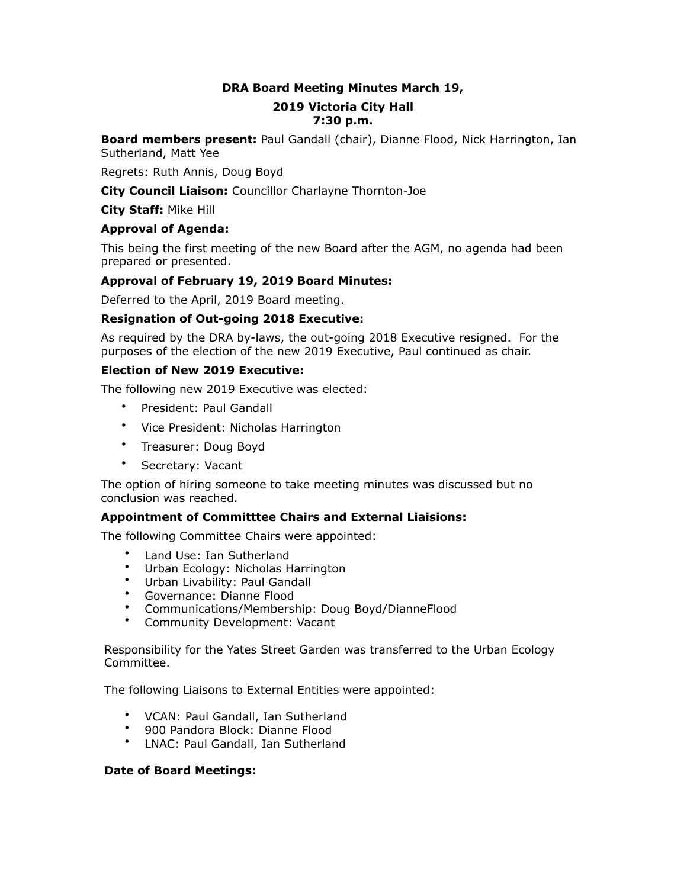# DRA Board Meeting Minutes March 19,

## 2019 Victoria City Hall 7:30 p.m.

**Board members present:** Paul Gandall (chair), Dianne Flood, Nick Harrington, Ian Sutherland, Matt Yee

Regrets: Ruth Annis, Doug Boyd

**City Council Liaison:** Councillor Charlayne Thornton-Joe

**City Staff:** Mike Hill

### Approval of Agenda:

This being the first meeting of the new Board after the AGM, no agenda had been prepared or presented.

### Approval of February 19, 2019 Board Minutes:

Deferred to the April, 2019 Board meeting.

### Resignation of Out-going 2018 Executive:

As required by the DRA by-laws, the out-going 2018 Executive resigned. For the purposes of the election of the new 2019 Executive, Paul continued as chair.

### Election of New 2019 Executive:

The following new 2019 Executive was elected:

- President: Paul Gandall
- Vice President: Nicholas Harrington
- Treasurer: Doug Boyd
- Secretary: Vacant

The option of hiring someone to take meeting minutes was discussed but no conclusion was reached.

### Appointment of Committtee Chairs and External Liaisions:

The following Committee Chairs were appointed:

- Land Use: Ian Sutherland
- Urban Ecology: Nicholas Harrington
- Urban Livability: Paul Gandall
- Governance: Dianne Flood
- Communications/Membership: Doug Boyd/DianneFlood
- Community Development: Vacant

Responsibility for the Yates Street Garden was transferred to the Urban Ecology Committee.

The following Liaisons to External Entities were appointed:

- VCAN: Paul Gandall, Ian Sutherland
- 900 Pandora Block: Dianne Flood
- LNAC: Paul Gandall, Ian Sutherland

### Date of Board Meetings: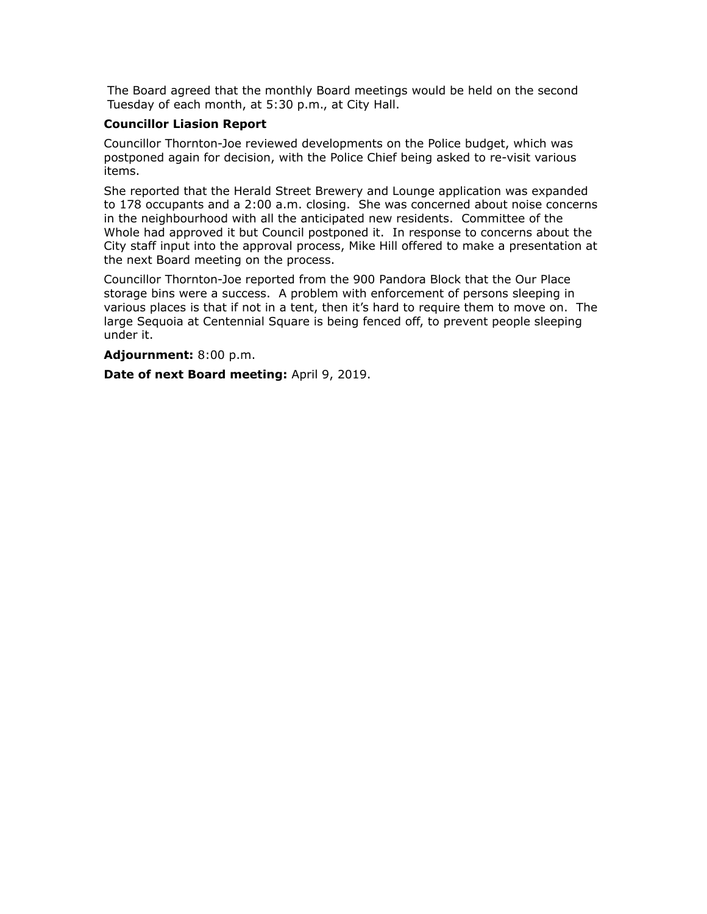The Board agreed that the monthly Board meetings would be held on the second Tuesday of each month, at 5:30 p.m., at City Hall.

**Councillor Liasion Report**

Councillor Thornton-Joe reviewed developments on the Police budget, which was postponed again for decision, with the Police Chief being asked to re-visit various items.

She reported that the Herald Street Brewery and Lounge application was expanded to 178 occupants and a 2:00 a.m. closing. She was concerned about noise concerns in the neighbourhood with all the anticipated new residents. Committee of the Whole had approved it but Council postponed it. In response to concerns about the City staff input into the approval process, Mike Hill offered to make a presentation at the next Board meeting on the process.

Councillor Thornton-Joe reported from the 900 Pandora Block that the Our Place storage bins were a success. A problem with enforcement of persons sleeping in various places is that if not in a tent, then it's hard to require them to move on. The large Sequoia at Centennial Square is being fenced off, to prevent people sleeping under it.

**Adjournment:** 8:00 p.m.

**Date of next Board meeting:** April 9, 2019.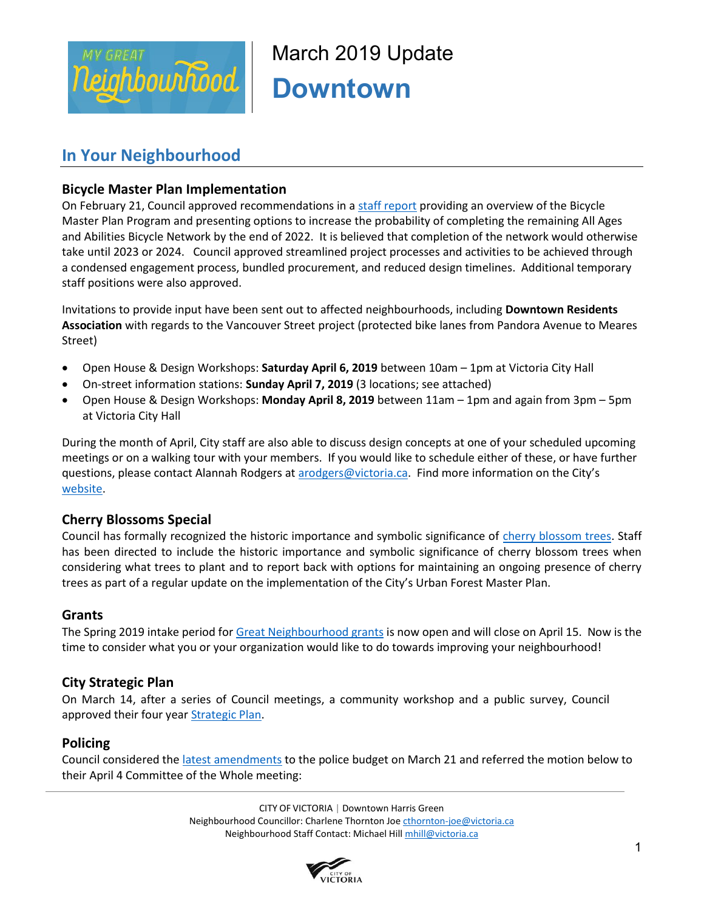March 2019 Update

# Downtown

## In Your Neighbourhood

### Bicycle Master Plan Implementation

On February 21, Council approved recommendations in a staff report providing an overview of the Bicycle Master Plan Program and presenting options to increase the probability of completing the remaining All Ages and Abilities Bicycle Network by the end of 2022. It is believed that completion of the network would otherwise take until 2023 or 2024. Council approved streamlined project processes and activities to be achieved through a condensed engagement process, bundled procurement, and reduced design timelines. Additional temporary staff positions were also approved.

Invitations to provide input have been sent out to affected neighbourhoods, including **Downtown Residents Association** with regards to the Vancouver Street project (protected bike lanes from Pandora Avenue to Meares Street)

- Open House & Design Workshops: **Saturday April 6, 2019** between 10am – 1pm at Victoria City Hall
- On-street information stations: **Sunday April 7, 2019** (3 locations; see attached)
- Open House & Design Workshops: **Monday April 8, 2019** between 11am – 1pm and again from 3pm – 5pm at Victoria City Hall

During the month of April, City staff are also able to discuss design concepts at one of your scheduled upcoming meetings or on a walking tour with your members. If you would like to schedule either of these, or have further questions, please contact Alannah Rodgers at arodgers@victoria.ca. Find more information on the City's website.

### Cherry Blossoms Special

Council has formally recognized the historic importance and symbolic significance of cherry blossom trees. Staff has been directed to include the historic importance and symbolic significance of cherry blossom trees when considering what trees to plant and to report back with options for maintaining an ongoing presence of cherry trees as part of a regular update on the implementation of the City's Urban Forest Master Plan.

### Grants

The Spring 2019 intake period for Great Neighbourhood grants is now open and will close on April 15. Now is the time to consider what you or your organization would like to do towards improving your neighbourhood!

### City Strategic Plan

On March 14, after a series of Council meetings, a community workshop and a public survey, Council approved their four year Strategic Plan.

### Policing

Council considered the latest amendments to the police budget on March 21 and referred the motion below to their April 4 Committee of the Whole meeting:

CITY OF VICTORIA | Downtown Harris Green
Neighbourhood Councillor: Charlene Thornton Joe cthornton-joe@victoria.ca
Neighbourhood Staff Contact: Michael Hill mhill@victoria.ca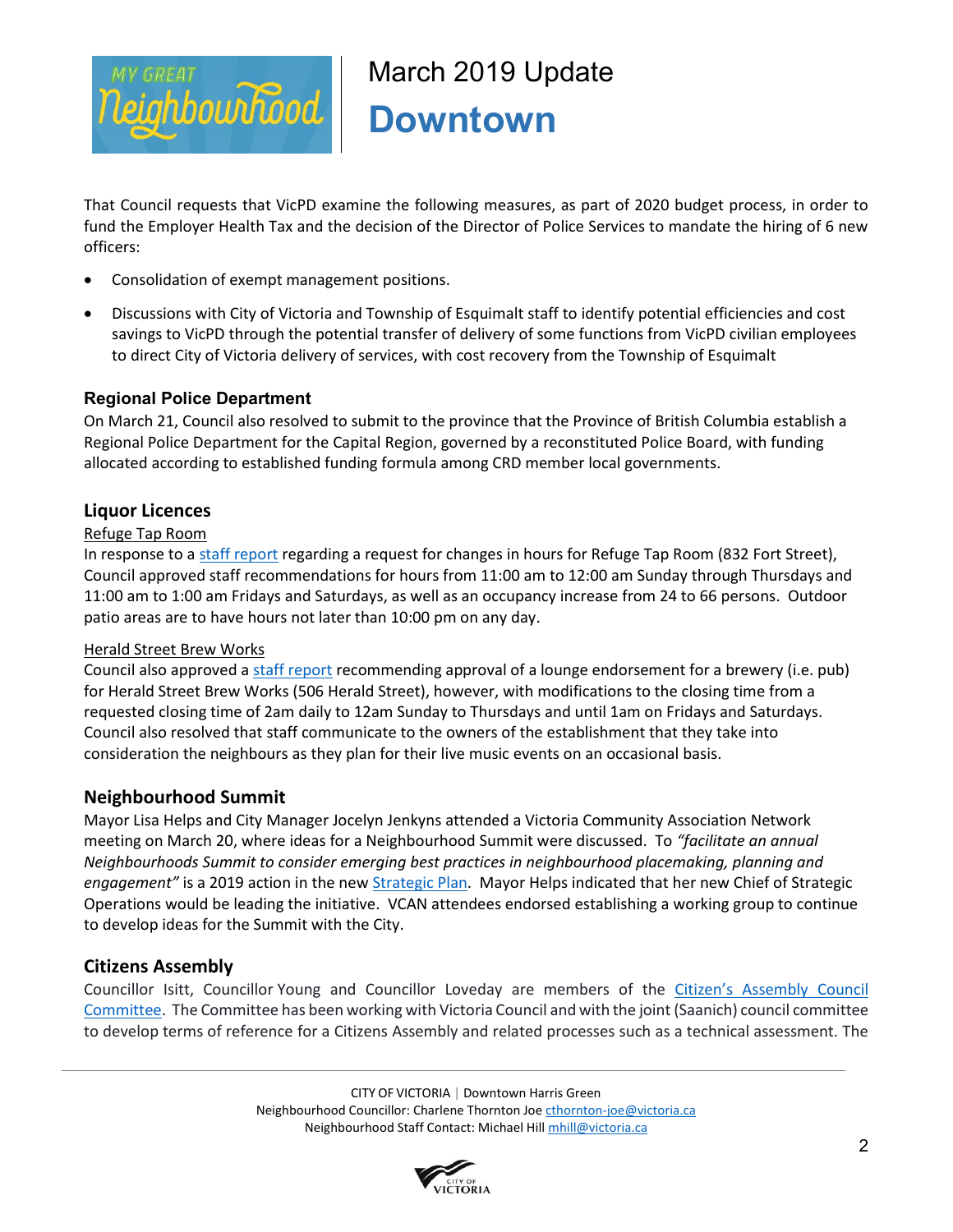That Council requests that VicPD examine the following measures, as part of 2020 budget process, in order to fund the Employer Health Tax and the decision of the Director of Police Services to mandate the hiring of 6 new officers:

- Consolidation of exempt management positions.
- Discussions with City of Victoria and Township of Esquimalt staff to identify potential efficiencies and cost savings to VicPD through the potential transfer of delivery of some functions from VicPD civilian employees to direct City of Victoria delivery of services, with cost recovery from the Township of Esquimalt

### Regional Police Department

On March 21, Council also resolved to submit to the province that the Province of British Columbia establish a Regional Police Department for the Capital Region, governed by a reconstituted Police Board, with funding allocated according to established funding formula among CRD member local governments.

## Liquor Licences

Refuge Tap Room

In response to a staff report regarding a request for changes in hours for Refuge Tap Room (832 Fort Street), Council approved staff recommendations for hours from 11:00 am to 12:00 am Sunday through Thursdays and 11:00 am to 1:00 am Fridays and Saturdays, as well as an occupancy increase from 24 to 66 persons. Outdoor patio areas are to have hours not later than 10:00 pm on any day.

Herald Street Brew Works

Council also approved a staff report recommending approval of a lounge endorsement for a brewery (i.e. pub) for Herald Street Brew Works (506 Herald Street), however, with modifications to the closing time from a requested closing time of 2am daily to 12am Sunday to Thursdays and until 1am on Fridays and Saturdays. Council also resolved that staff communicate to the owners of the establishment that they take into consideration the neighbours as they plan for their live music events on an occasional basis.

## Neighbourhood Summit

Mayor Lisa Helps and City Manager Jocelyn Jenkyns attended a Victoria Community Association Network meeting on March 20, where ideas for a Neighbourhood Summit were discussed. To *"facilitate an annual Neighbourhoods Summit to consider emerging best practices in neighbourhood placemaking, planning and engagement"* is a 2019 action in the new Strategic Plan. Mayor Helps indicated that her new Chief of Strategic Operations would be leading the initiative. VCAN attendees endorsed establishing a working group to continue to develop ideas for the Summit with the City.

## Citizens Assembly

Councillor Isitt, Councillor Young and Councillor Loveday are members of the Citizen's Assembly Council Committee. The Committee has been working with Victoria Council and with the joint (Saanich) council committee to develop terms of reference for a Citizens Assembly and related processes such as a technical assessment. The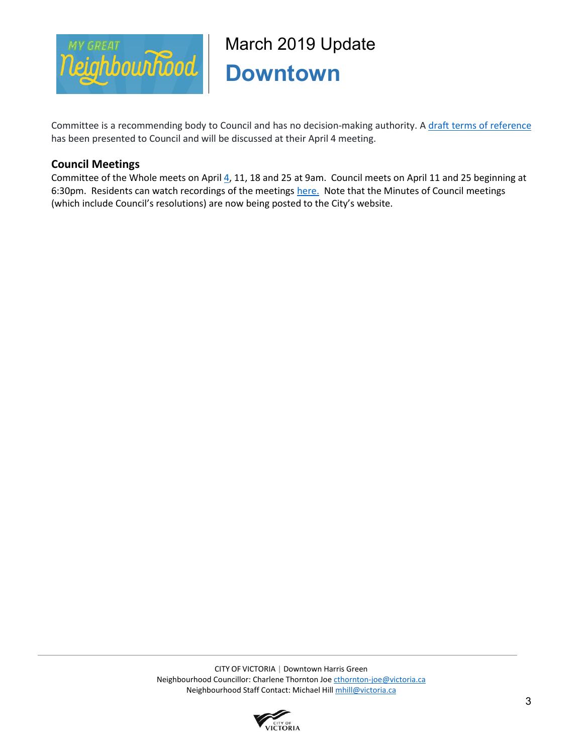Committee is a recommending body to Council and has no decision-making authority. A draft terms of reference has been presented to Council and will be discussed at their April 4 meeting.

## Council Meetings

Committee of the Whole meets on April 4, 11, 18 and 25 at 9am. Council meets on April 11 and 25 beginning at 6:30pm. Residents can watch recordings of the meetings here. Note that the Minutes of Council meetings (which include Council's resolutions) are now being posted to the City's website.